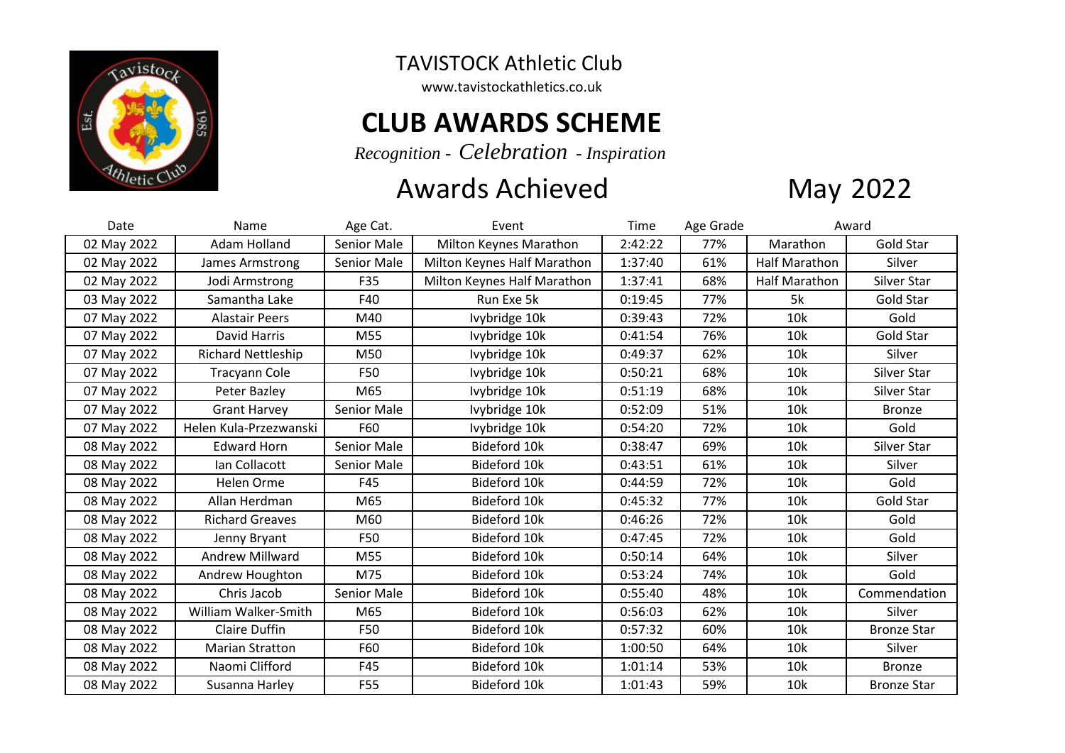# TAVISTOCK Athletic Club

www.tavistockathletics.co.uk

## CLUB AWARDS SCHEME

*Recognition - Celebration - Inspiration*

## Awards Achieved May 2022

| Date | Name | Age Cat. | Event | Time | Age Grade | Award | |
|---|---|---|---|---|---|---|---|
| 02 May 2022 | Adam Holland | Senior Male | Milton Keynes Marathon | 2:42:22 | 77% | Marathon | Gold Star |
| 02 May 2022 | James Armstrong | Senior Male | Milton Keynes Half Marathon | 1:37:40 | 61% | Half Marathon | Silver |
| 02 May 2022 | Jodi Armstrong | F35 | Milton Keynes Half Marathon | 1:37:41 | 68% | Half Marathon | Silver Star |
| 03 May 2022 | Samantha Lake | F40 | Run Exe 5k | 0:19:45 | 77% | 5k | Gold Star |
| 07 May 2022 | Alastair Peers | M40 | Ivybridge 10k | 0:39:43 | 72% | 10k | Gold |
| 07 May 2022 | David Harris | M55 | Ivybridge 10k | 0:41:54 | 76% | 10k | Gold Star |
| 07 May 2022 | Richard Nettleship | M50 | Ivybridge 10k | 0:49:37 | 62% | 10k | Silver |
| 07 May 2022 | Tracyann Cole | F50 | Ivybridge 10k | 0:50:21 | 68% | 10k | Silver Star |
| 07 May 2022 | Peter Bazley | M65 | Ivybridge 10k | 0:51:19 | 68% | 10k | Silver Star |
| 07 May 2022 | Grant Harvey | Senior Male | Ivybridge 10k | 0:52:09 | 51% | 10k | Bronze |
| 07 May 2022 | Helen Kula-Przezwanski | F60 | Ivybridge 10k | 0:54:20 | 72% | 10k | Gold |
| 08 May 2022 | Edward Horn | Senior Male | Bideford 10k | 0:38:47 | 69% | 10k | Silver Star |
| 08 May 2022 | Ian Collacott | Senior Male | Bideford 10k | 0:43:51 | 61% | 10k | Silver |
| 08 May 2022 | Helen Orme | F45 | Bideford 10k | 0:44:59 | 72% | 10k | Gold |
| 08 May 2022 | Allan Herdman | M65 | Bideford 10k | 0:45:32 | 77% | 10k | Gold Star |
| 08 May 2022 | Richard Greaves | M60 | Bideford 10k | 0:46:26 | 72% | 10k | Gold |
| 08 May 2022 | Jenny Bryant | F50 | Bideford 10k | 0:47:45 | 72% | 10k | Gold |
| 08 May 2022 | Andrew Millward | M55 | Bideford 10k | 0:50:14 | 64% | 10k | Silver |
| 08 May 2022 | Andrew Houghton | M75 | Bideford 10k | 0:53:24 | 74% | 10k | Gold |
| 08 May 2022 | Chris Jacob | Senior Male | Bideford 10k | 0:55:40 | 48% | 10k | Commendation |
| 08 May 2022 | William Walker-Smith | M65 | Bideford 10k | 0:56:03 | 62% | 10k | Silver |
| 08 May 2022 | Claire Duffin | F50 | Bideford 10k | 0:57:32 | 60% | 10k | Bronze Star |
| 08 May 2022 | Marian Stratton | F60 | Bideford 10k | 1:00:50 | 64% | 10k | Silver |
| 08 May 2022 | Naomi Clifford | F45 | Bideford 10k | 1:01:14 | 53% | 10k | Bronze |
| 08 May 2022 | Susanna Harley | F55 | Bideford 10k | 1:01:43 | 59% | 10k | Bronze Star |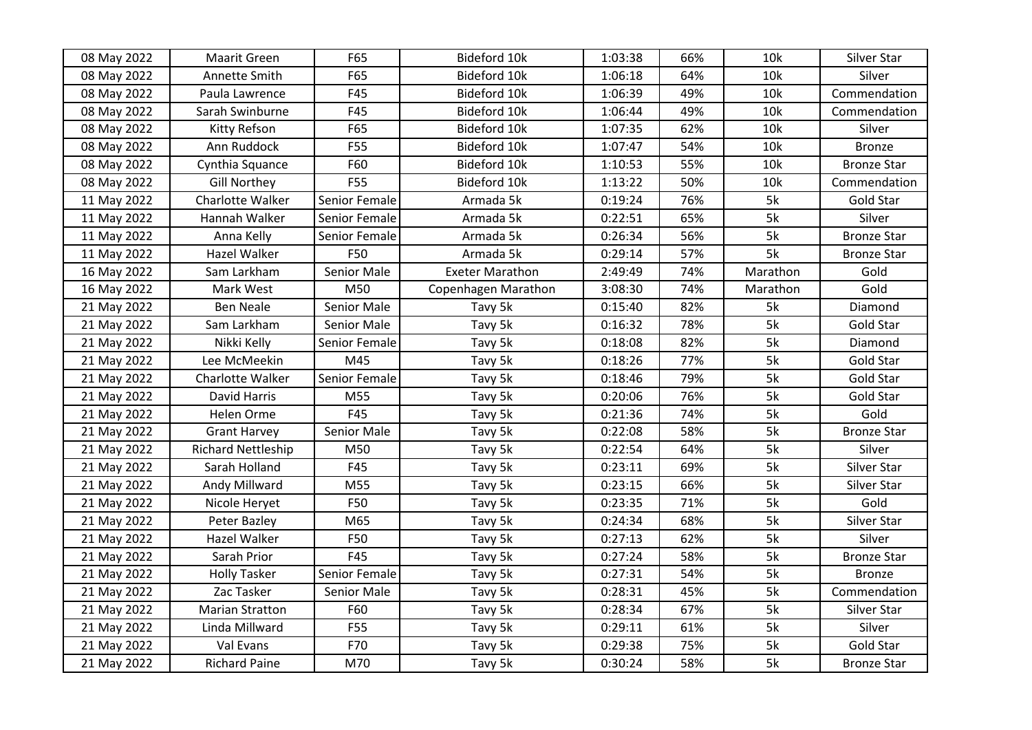| 08 May 2022 | Maarit Green | F65 | Bideford 10k | 1:03:38 | 66% | 10k | Silver Star |
|---|---|---|---|---|---|---|---|
| 08 May 2022 | Annette Smith | F65 | Bideford 10k | 1:06:18 | 64% | 10k | Silver |
| 08 May 2022 | Paula Lawrence | F45 | Bideford 10k | 1:06:39 | 49% | 10k | Commendation |
| 08 May 2022 | Sarah Swinburne | F45 | Bideford 10k | 1:06:44 | 49% | 10k | Commendation |
| 08 May 2022 | Kitty Refson | F65 | Bideford 10k | 1:07:35 | 62% | 10k | Silver |
| 08 May 2022 | Ann Ruddock | F55 | Bideford 10k | 1:07:47 | 54% | 10k | Bronze |
| 08 May 2022 | Cynthia Squance | F60 | Bideford 10k | 1:10:53 | 55% | 10k | Bronze Star |
| 08 May 2022 | Gill Northey | F55 | Bideford 10k | 1:13:22 | 50% | 10k | Commendation |
| 11 May 2022 | Charlotte Walker | Senior Female | Armada 5k | 0:19:24 | 76% | 5k | Gold Star |
| 11 May 2022 | Hannah Walker | Senior Female | Armada 5k | 0:22:51 | 65% | 5k | Silver |
| 11 May 2022 | Anna Kelly | Senior Female | Armada 5k | 0:26:34 | 56% | 5k | Bronze Star |
| 11 May 2022 | Hazel Walker | F50 | Armada 5k | 0:29:14 | 57% | 5k | Bronze Star |
| 16 May 2022 | Sam Larkham | Senior Male | Exeter Marathon | 2:49:49 | 74% | Marathon | Gold |
| 16 May 2022 | Mark West | M50 | Copenhagen Marathon | 3:08:30 | 74% | Marathon | Gold |
| 21 May 2022 | Ben Neale | Senior Male | Tavy 5k | 0:15:40 | 82% | 5k | Diamond |
| 21 May 2022 | Sam Larkham | Senior Male | Tavy 5k | 0:16:32 | 78% | 5k | Gold Star |
| 21 May 2022 | Nikki Kelly | Senior Female | Tavy 5k | 0:18:08 | 82% | 5k | Diamond |
| 21 May 2022 | Lee McMeekin | M45 | Tavy 5k | 0:18:26 | 77% | 5k | Gold Star |
| 21 May 2022 | Charlotte Walker | Senior Female | Tavy 5k | 0:18:46 | 79% | 5k | Gold Star |
| 21 May 2022 | David Harris | M55 | Tavy 5k | 0:20:06 | 76% | 5k | Gold Star |
| 21 May 2022 | Helen Orme | F45 | Tavy 5k | 0:21:36 | 74% | 5k | Gold |
| 21 May 2022 | Grant Harvey | Senior Male | Tavy 5k | 0:22:08 | 58% | 5k | Bronze Star |
| 21 May 2022 | Richard Nettleship | M50 | Tavy 5k | 0:22:54 | 64% | 5k | Silver |
| 21 May 2022 | Sarah Holland | F45 | Tavy 5k | 0:23:11 | 69% | 5k | Silver Star |
| 21 May 2022 | Andy Millward | M55 | Tavy 5k | 0:23:15 | 66% | 5k | Silver Star |
| 21 May 2022 | Nicole Heryet | F50 | Tavy 5k | 0:23:35 | 71% | 5k | Gold |
| 21 May 2022 | Peter Bazley | M65 | Tavy 5k | 0:24:34 | 68% | 5k | Silver Star |
| 21 May 2022 | Hazel Walker | F50 | Tavy 5k | 0:27:13 | 62% | 5k | Silver |
| 21 May 2022 | Sarah Prior | F45 | Tavy 5k | 0:27:24 | 58% | 5k | Bronze Star |
| 21 May 2022 | Holly Tasker | Senior Female | Tavy 5k | 0:27:31 | 54% | 5k | Bronze |
| 21 May 2022 | Zac Tasker | Senior Male | Tavy 5k | 0:28:31 | 45% | 5k | Commendation |
| 21 May 2022 | Marian Stratton | F60 | Tavy 5k | 0:28:34 | 67% | 5k | Silver Star |
| 21 May 2022 | Linda Millward | F55 | Tavy 5k | 0:29:11 | 61% | 5k | Silver |
| 21 May 2022 | Val Evans | F70 | Tavy 5k | 0:29:38 | 75% | 5k | Gold Star |
| 21 May 2022 | Richard Paine | M70 | Tavy 5k | 0:30:24 | 58% | 5k | Bronze Star |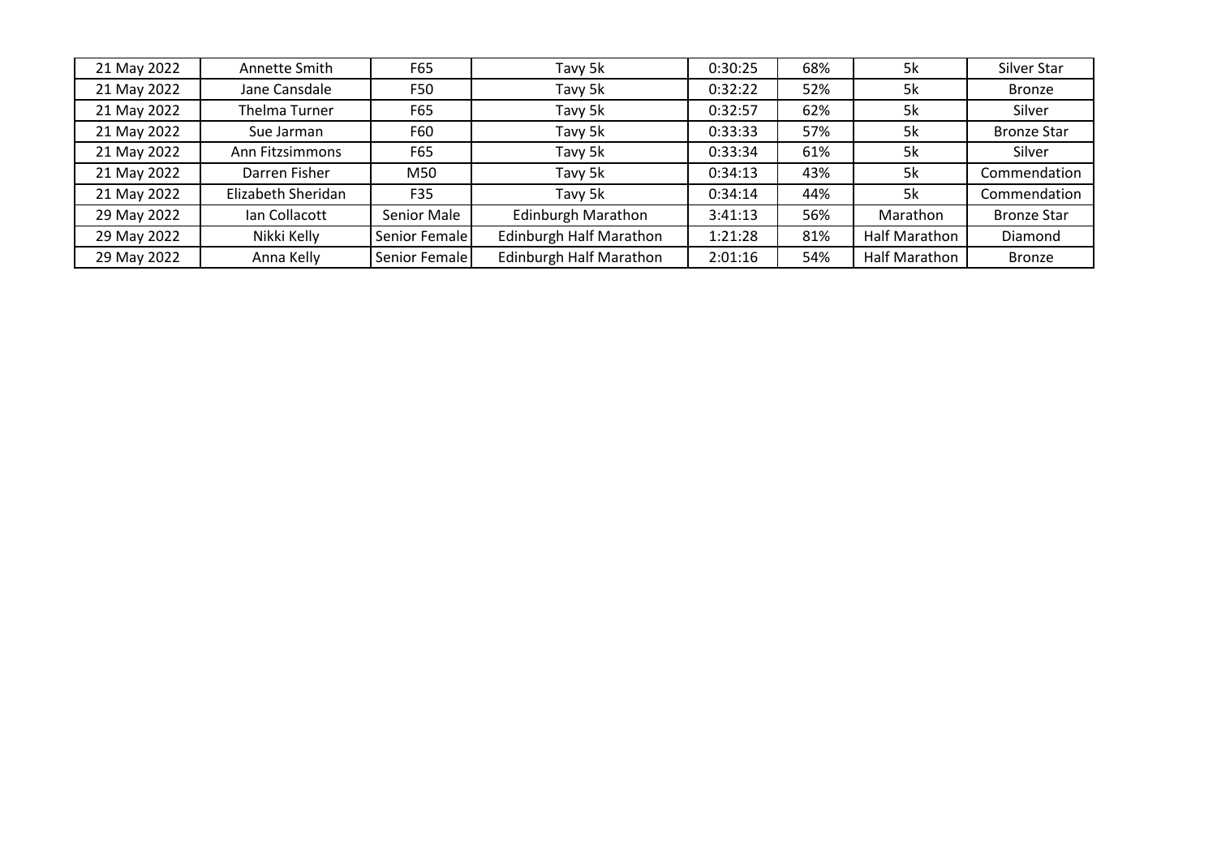| | | | | | | | |
|---|---|---|---|---|---|---|---|
| 21 May 2022 | Annette Smith | F65 | Tavy 5k | 0:30:25 | 68% | 5k | Silver Star |
| 21 May 2022 | Jane Cansdale | F50 | Tavy 5k | 0:32:22 | 52% | 5k | Bronze |
| 21 May 2022 | Thelma Turner | F65 | Tavy 5k | 0:32:57 | 62% | 5k | Silver |
| 21 May 2022 | Sue Jarman | F60 | Tavy 5k | 0:33:33 | 57% | 5k | Bronze Star |
| 21 May 2022 | Ann Fitzsimmons | F65 | Tavy 5k | 0:33:34 | 61% | 5k | Silver |
| 21 May 2022 | Darren Fisher | M50 | Tavy 5k | 0:34:13 | 43% | 5k | Commendation |
| 21 May 2022 | Elizabeth Sheridan | F35 | Tavy 5k | 0:34:14 | 44% | 5k | Commendation |
| 29 May 2022 | Ian Collacott | Senior Male | Edinburgh Marathon | 3:41:13 | 56% | Marathon | Bronze Star |
| 29 May 2022 | Nikki Kelly | Senior Female | Edinburgh Half Marathon | 1:21:28 | 81% | Half Marathon | Diamond |
| 29 May 2022 | Anna Kelly | Senior Female | Edinburgh Half Marathon | 2:01:16 | 54% | Half Marathon | Bronze |